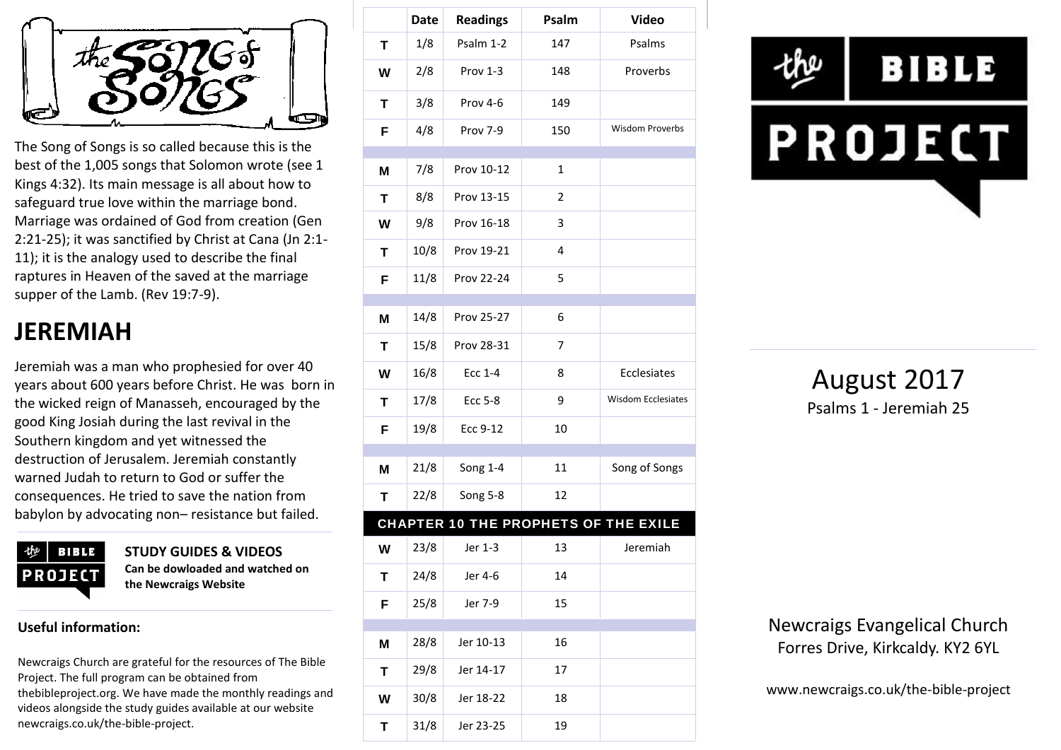# The Song of Songs

The Song of Songs is so called because this is the best of the 1,005 songs that Solomon wrote (see 1 Kings 4:32). Its main message is all about how to safeguard true love within the marriage bond. Marriage was ordained of God from creation (Gen 2:21-25); it was sanctified by Christ at Cana (Jn 2:1-11); it is the analogy used to describe the final raptures in Heaven of the saved at the marriage supper of the Lamb. (Rev 19:7-9).

## JEREMIAH

Jeremiah was a man who prophesied for over 40 years about 600 years before Christ. He was born in the wicked reign of Manasseh, encouraged by the good King Josiah during the last revival in the Southern kingdom and yet witnessed the destruction of Jerusalem. Jeremiah constantly warned Judah to return to God or suffer the consequences. He tried to save the nation from babylon by advocating non– resistance but failed.

**STUDY GUIDES & VIDEOS**
**Can be dowloaded and watched on the Newcraigs Website**

**Useful information:**

Newcraigs Church are grateful for the resources of The Bible Project. The full program can be obtained from thebibleproject.org. We have made the monthly readings and videos alongside the study guides available at our website newcraigs.co.uk/the-bible-project.

| | Date | Readings | Psalm | Video |
|---|---|---|---|---|
| T | 1/8 | Psalm 1-2 | 147 | Psalms |
| W | 2/8 | Prov 1-3 | 148 | Proverbs |
| T | 3/8 | Prov 4-6 | 149 | |
| F | 4/8 | Prov 7-9 | 150 | Wisdom Proverbs |
| | | | | |
| M | 7/8 | Prov 10-12 | 1 | |
| T | 8/8 | Prov 13-15 | 2 | |
| W | 9/8 | Prov 16-18 | 3 | |
| T | 10/8 | Prov 19-21 | 4 | |
| F | 11/8 | Prov 22-24 | 5 | |
| | | | | |
| M | 14/8 | Prov 25-27 | 6 | |
| T | 15/8 | Prov 28-31 | 7 | |
| W | 16/8 | Ecc 1-4 | 8 | Ecclesiates |
| T | 17/8 | Ecc 5-8 | 9 | Wisdom Ecclesiates |
| F | 19/8 | Ecc 9-12 | 10 | |
| | | | | |
| M | 21/8 | Song 1-4 | 11 | Song of Songs |
| T | 22/8 | Song 5-8 | 12 | |
| **CHAPTER 10 THE PROPHETS OF THE EXILE** | | | | |
| W | 23/8 | Jer 1-3 | 13 | Jeremiah |
| T | 24/8 | Jer 4-6 | 14 | |
| F | 25/8 | Jer 7-9 | 15 | |
| | | | | |
| M | 28/8 | Jer 10-13 | 16 | |
| T | 29/8 | Jer 14-17 | 17 | |
| W | 30/8 | Jer 18-22 | 18 | |
| T | 31/8 | Jer 23-25 | 19 | |

# the BIBLE PROJECT

## August 2017

Psalms 1 - Jeremiah 25

Newcraigs Evangelical Church
Forres Drive, Kirkcaldy. KY2 6YL

www.newcraigs.co.uk/the-bible-project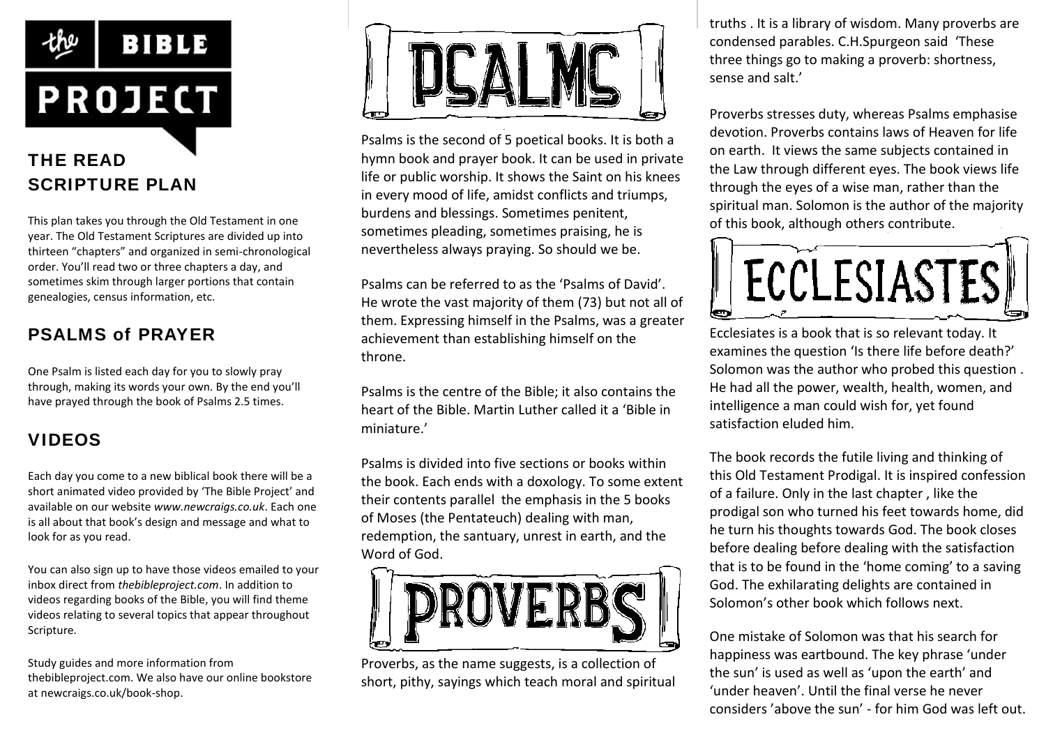# the BIBLE PROJECT

## THE READ SCRIPTURE PLAN

This plan takes you through the Old Testament in one year. The Old Testament Scriptures are divided up into thirteen "chapters" and organized in semi-chronological order. You'll read two or three chapters a day, and sometimes skim through larger portions that contain genealogies, census information, etc.

## PSALMS of PRAYER

One Psalm is listed each day for you to slowly pray through, making its words your own. By the end you'll have prayed through the book of Psalms 2.5 times.

## VIDEOS

Each day you come to a new biblical book there will be a short animated video provided by 'The Bible Project' and available on our website *www.newcraigs.co.uk*. Each one is all about that book's design and message and what to look for as you read.

You can also sign up to have those videos emailed to your inbox direct from *thebibleproject.com*. In addition to videos regarding books of the Bible, you will find theme videos relating to several topics that appear throughout Scripture.

Study guides and more information from thebibleproject.com. We also have our online bookstore at newcraigs.co.uk/book-shop.

## PSALMS

Psalms is the second of 5 poetical books. It is both a hymn book and prayer book. It can be used in private life or public worship. It shows the Saint on his knees in every mood of life, amidst conflicts and triumps, burdens and blessings. Sometimes penitent, sometimes pleading, sometimes praising, he is nevertheless always praying. So should we be.

Psalms can be referred to as the 'Psalms of David'. He wrote the vast majority of them (73) but not all of them. Expressing himself in the Psalms, was a greater achievement than establishing himself on the throne.

Psalms is the centre of the Bible; it also contains the heart of the Bible. Martin Luther called it a 'Bible in miniature.'

Psalms is divided into five sections or books within the book. Each ends with a doxology. To some extent their contents parallel the emphasis in the 5 books of Moses (the Pentateuch) dealing with man, redemption, the santuary, unrest in earth, and the Word of God.

## PROVERBS

Proverbs, as the name suggests, is a collection of short, pithy, sayings which teach moral and spiritual truths . It is a library of wisdom. Many proverbs are condensed parables. C.H.Spurgeon said 'These three things go to making a proverb: shortness, sense and salt.'

Proverbs stresses duty, whereas Psalms emphasise devotion. Proverbs contains laws of Heaven for life on earth. It views the same subjects contained in the Law through different eyes. The book views life through the eyes of a wise man, rather than the spiritual man. Solomon is the author of the majority of this book, although others contribute.

## ECCLESIASTES

Ecclesiates is a book that is so relevant today. It examines the question 'Is there life before death?' Solomon was the author who probed this question . He had all the power, wealth, health, women, and intelligence a man could wish for, yet found satisfaction eluded him.

The book records the futile living and thinking of this Old Testament Prodigal. It is inspired confession of a failure. Only in the last chapter , like the prodigal son who turned his feet towards home, did he turn his thoughts towards God. The book closes before dealing before dealing with the satisfaction that is to be found in the 'home coming' to a saving God. The exhilarating delights are contained in Solomon's other book which follows next.

One mistake of Solomon was that his search for happiness was eartbound. The key phrase 'under the sun' is used as well as 'upon the earth' and 'under heaven'. Until the final verse he never considers 'above the sun' - for him God was left out.